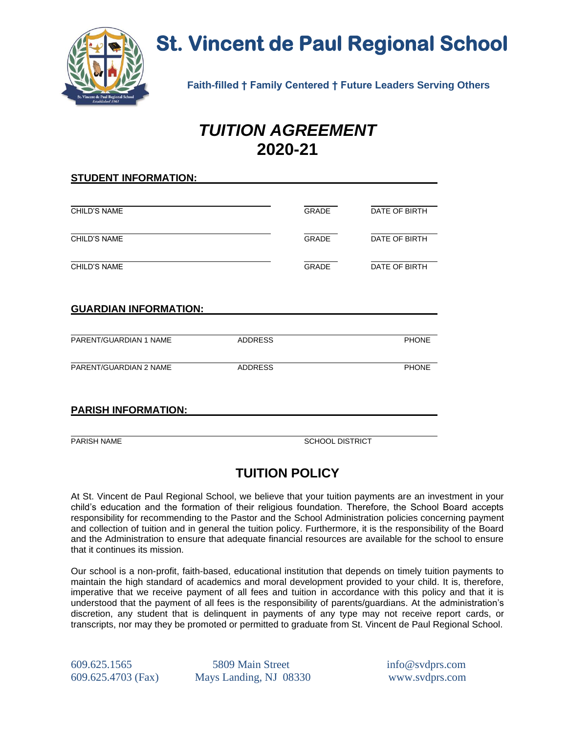# St. Vincent de Paul Regional School

**Faith-filled † Family Centered † Future Leaders Serving Others**

## *TUITION AGREEMENT*
## 2020-21

**STUDENT INFORMATION:**

| CHILD'S NAME | GRADE | DATE OF BIRTH |
|---|---|---|
| | | |
| CHILD'S NAME | GRADE | DATE OF BIRTH |
| | | |
| CHILD'S NAME | GRADE | DATE OF BIRTH |

**GUARDIAN INFORMATION:**

| PARENT/GUARDIAN 1 NAME | ADDRESS | PHONE |
|---|---|---|
| PARENT/GUARDIAN 2 NAME | ADDRESS | PHONE |

**PARISH INFORMATION:**

| PARISH NAME | SCHOOL DISTRICT |
|---|---|

## TUITION POLICY

At St. Vincent de Paul Regional School, we believe that your tuition payments are an investment in your child's education and the formation of their religious foundation. Therefore, the School Board accepts responsibility for recommending to the Pastor and the School Administration policies concerning payment and collection of tuition and in general the tuition policy. Furthermore, it is the responsibility of the Board and the Administration to ensure that adequate financial resources are available for the school to ensure that it continues its mission.

Our school is a non-profit, faith-based, educational institution that depends on timely tuition payments to maintain the high standard of academics and moral development provided to your child. It is, therefore, imperative that we receive payment of all fees and tuition in accordance with this policy and that it is understood that the payment of all fees is the responsibility of parents/guardians. At the administration's discretion, any student that is delinquent in payments of any type may not receive report cards, or transcripts, nor may they be promoted or permitted to graduate from St. Vincent de Paul Regional School.

609.625.1565 | 5809 Main Street | info@svdprs.com
609.625.4703 (Fax) | Mays Landing, NJ 08330 | www.svdprs.com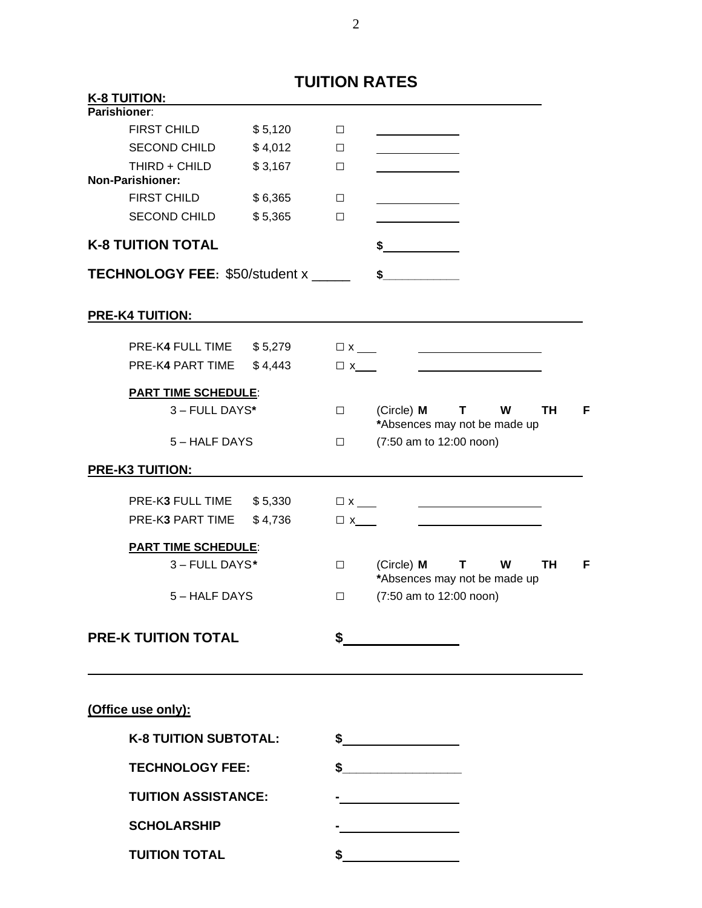# TUITION RATES

**K-8 TUITION:**

**Parishioner**:

| | | | |
|---|---|---|---|
| FIRST CHILD | $ 5,120 | ☐ | ________ |
| SECOND CHILD | $ 4,012 | ☐ | ________ |
| THIRD + CHILD | $ 3,167 | ☐ | ________ |

**Non-Parishioner:**

| | | | |
|---|---|---|---|
| FIRST CHILD | $ 6,365 | ☐ | ________ |
| SECOND CHILD | $ 5,365 | ☐ | ________ |

**K-8 TUITION TOTAL** **$**________

**TECHNOLOGY FEE**: $50/student x _____ **$**________

**PRE-K4 TUITION:**

| | | | |
|---|---|---|---|
| PRE-K**4** FULL TIME | $ 5,279 | ☐ x ___ | ________ |
| PRE-K**4** PART TIME | $ 4,443 | ☐ x___ | ________ |

**PART TIME SCHEDULE**:

3 – FULL DAYS* ☐ (Circle) **M T W TH F**
*Absences may not be made up

5 – HALF DAYS ☐ (7:50 am to 12:00 noon)

**PRE-K3 TUITION:**

| | | | |
|---|---|---|---|
| PRE-K**3** FULL TIME | $ 5,330 | ☐ x ___ | ________ |
| PRE-K**3** PART TIME | $ 4,736 | ☐ x___ | ________ |

**PART TIME SCHEDULE**:

3 – FULL DAYS* ☐ (Circle) **M T W TH F**
*Absences may not be made up

5 – HALF DAYS ☐ (7:50 am to 12:00 noon)

**PRE-K TUITION TOTAL** **$**________

---

**(Office use only):**

**K-8 TUITION SUBTOTAL:** **$**________

**TECHNOLOGY FEE:** **$**________

**TUITION ASSISTANCE:** **-**________

**SCHOLARSHIP** **-**________

**TUITION TOTAL** **$**________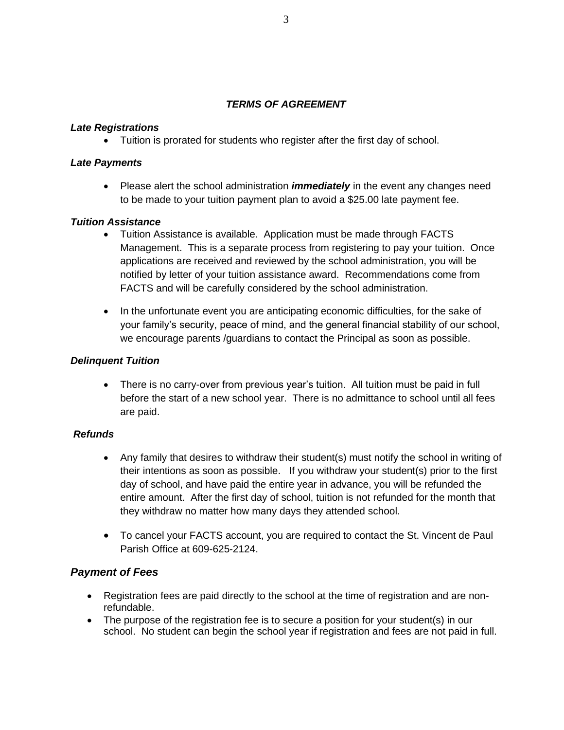## ***TERMS OF AGREEMENT***

### *Late Registrations*

- Tuition is prorated for students who register after the first day of school.

### *Late Payments*

- Please alert the school administration ***immediately*** in the event any changes need to be made to your tuition payment plan to avoid a $25.00 late payment fee.

### *Tuition Assistance*

- Tuition Assistance is available. Application must be made through FACTS Management. This is a separate process from registering to pay your tuition. Once applications are received and reviewed by the school administration, you will be notified by letter of your tuition assistance award. Recommendations come from FACTS and will be carefully considered by the school administration.

- In the unfortunate event you are anticipating economic difficulties, for the sake of your family's security, peace of mind, and the general financial stability of our school, we encourage parents /guardians to contact the Principal as soon as possible.

### *Delinquent Tuition*

- There is no carry-over from previous year's tuition. All tuition must be paid in full before the start of a new school year. There is no admittance to school until all fees are paid.

### *Refunds*

- Any family that desires to withdraw their student(s) must notify the school in writing of their intentions as soon as possible. If you withdraw your student(s) prior to the first day of school, and have paid the entire year in advance, you will be refunded the entire amount. After the first day of school, tuition is not refunded for the month that they withdraw no matter how many days they attended school.

- To cancel your FACTS account, you are required to contact the St. Vincent de Paul Parish Office at 609-625-2124.

### *Payment of Fees*

- Registration fees are paid directly to the school at the time of registration and are non-refundable.
- The purpose of the registration fee is to secure a position for your student(s) in our school. No student can begin the school year if registration and fees are not paid in full.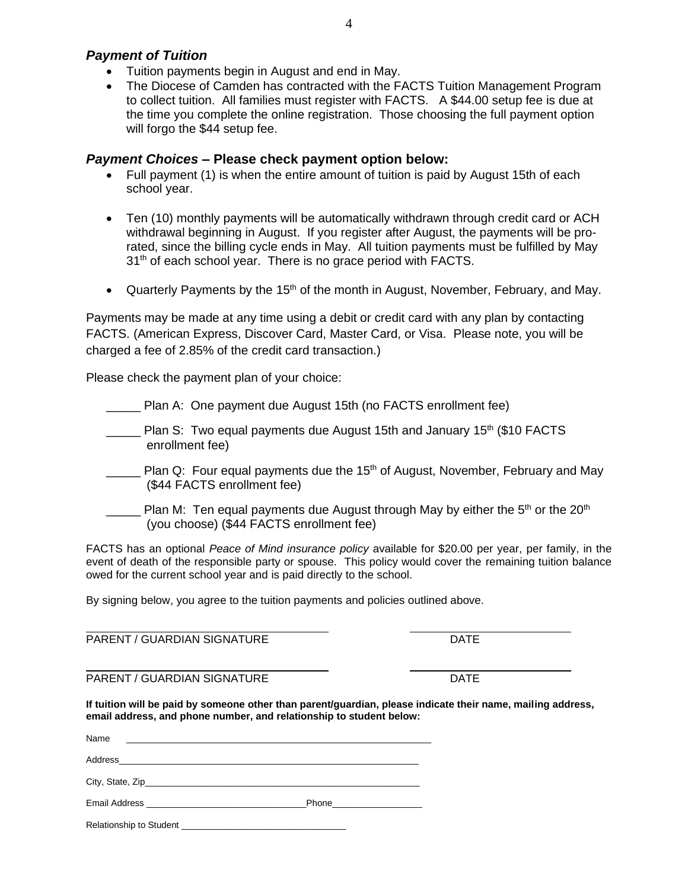### *Payment of Tuition*

- Tuition payments begin in August and end in May.
- The Diocese of Camden has contracted with the FACTS Tuition Management Program to collect tuition. All families must register with FACTS. A $44.00 setup fee is due at the time you complete the online registration. Those choosing the full payment option will forgo the $44 setup fee.

### *Payment Choices* – Please check payment option below:

- Full payment (1) is when the entire amount of tuition is paid by August 15th of each school year.
- Ten (10) monthly payments will be automatically withdrawn through credit card or ACH withdrawal beginning in August. If you register after August, the payments will be pro-rated, since the billing cycle ends in May. All tuition payments must be fulfilled by May 31st of each school year. There is no grace period with FACTS.
- Quarterly Payments by the 15th of the month in August, November, February, and May.

Payments may be made at any time using a debit or credit card with any plan by contacting FACTS. (American Express, Discover Card, Master Card, or Visa. Please note, you will be charged a fee of 2.85% of the credit card transaction.)

Please check the payment plan of your choice:

_____ Plan A: One payment due August 15th (no FACTS enrollment fee)

_____ Plan S: Two equal payments due August 15th and January 15th ($10 FACTS enrollment fee)

_____ Plan Q: Four equal payments due the 15th of August, November, February and May ($44 FACTS enrollment fee)

_____ Plan M: Ten equal payments due August through May by either the 5th or the 20th (you choose) ($44 FACTS enrollment fee)

FACTS has an optional *Peace of Mind insurance policy* available for $20.00 per year, per family, in the event of death of the responsible party or spouse. This policy would cover the remaining tuition balance owed for the current school year and is paid directly to the school.

By signing below, you agree to the tuition payments and policies outlined above.

_________________________________ _________________

PARENT / GUARDIAN SIGNATURE DATE

_________________________________ _________________

PARENT / GUARDIAN SIGNATURE DATE

**If tuition will be paid by someone other than parent/guardian, please indicate their name, mailing address, email address, and phone number, and relationship to student below:**

Name ____________________________________________________

Address____________________________________________________

City, State, Zip______________________________________________

Email Address ___________________________Phone________________

Relationship to Student ______________________________